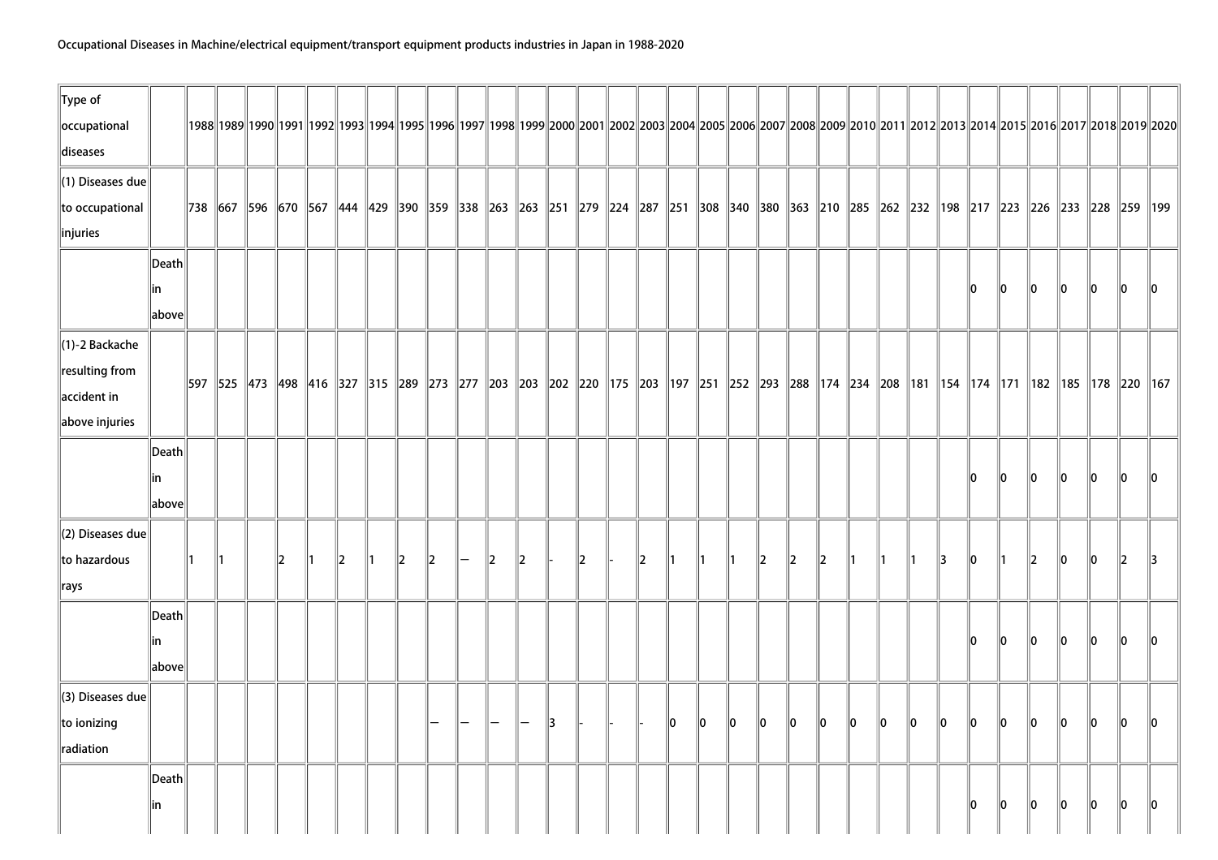Occupational Diseases in Machine/electrical equipment/transport equipment products industries in Japan in 1988-2020

| Type of occupational diseases | | 1988 | 1989 | 1990 | 1991 | 1992 | 1993 | 1994 | 1995 | 1996 | 1997 | 1998 | 1999 | 2000 | 2001 | 2002 | 2003 | 2004 | 2005 | 2006 | 2007 | 2008 | 2009 | 2010 | 2011 | 2012 | 2013 | 2014 | 2015 | 2016 | 2017 | 2018 | 2019 | 2020 |
|---|---|---|---|---|---|---|---|---|---|---|---|---|---|---|---|---|---|---|---|---|---|---|---|---|---|---|---|---|---|---|---|---|---|---|
| (1) Diseases due to occupational injuries | | 738 | 667 | 596 | 670 | 567 | 444 | 429 | 390 | 359 | 338 | 263 | 263 | 251 | 279 | 224 | 287 | 251 | 308 | 340 | 380 | 363 | 210 | 285 | 262 | 232 | 198 | 217 | 223 | 226 | 233 | 228 | 259 | 199 |
| | Death in above | | | | | | | | | | | | | | | | | | | | | | | | | | | 0 | 0 | 0 | 0 | 0 | 0 | 0 |
| (1)-2 Backache resulting from accident in above injuries | | 597 | 525 | 473 | 498 | 416 | 327 | 315 | 289 | 273 | 277 | 203 | 203 | 202 | 220 | 175 | 203 | 197 | 251 | 252 | 293 | 288 | 174 | 234 | 208 | 181 | 154 | 174 | 171 | 182 | 185 | 178 | 220 | 167 |
| | Death in above | | | | | | | | | | | | | | | | | | | | | | | | | | | 0 | 0 | 0 | 0 | 0 | 0 | 0 |
| (2) Diseases due to hazardous rays | | 1 | 1 | | 2 | 1 | 2 | 1 | 2 | 2 | — | 2 | 2 | - | 2 | - | 2 | 1 | 1 | 1 | 2 | 2 | 2 | 1 | 1 | 1 | 3 | 0 | 1 | 2 | 0 | 0 | 2 | 3 |
| | Death in above | | | | | | | | | | | | | | | | | | | | | | | | | | | 0 | 0 | 0 | 0 | 0 | 0 | 0 |
| (3) Diseases due to ionizing radiation | | | | | | | | | | — | — | — | — | 3 | - | - | - | 0 | 0 | 0 | 0 | 0 | 0 | 0 | 0 | 0 | 0 | 0 | 0 | 0 | 0 | 0 | 0 | 0 |
| | Death in | | | | | | | | | | | | | | | | | | | | | | | | | | | 0 | 0 | 0 | 0 | 0 | 0 | 0 |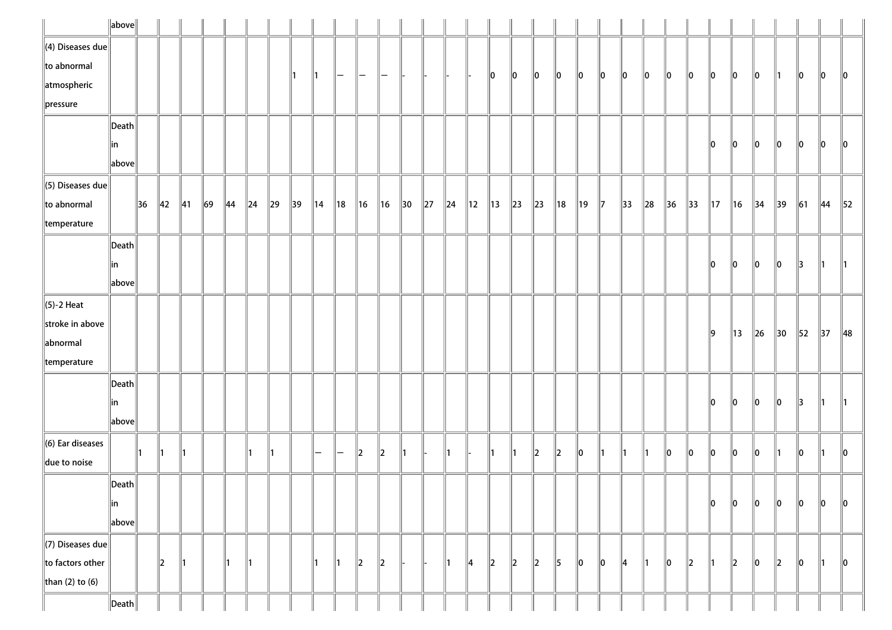| | | | | | | | | | | | | | | | | | | | | | | | | | | | | | | | | | | |
|---|---|---|---|---|---|---|---|---|---|---|---|---|---|---|---|---|---|---|---|---|---|---|---|---|---|---|---|---|---|---|---|---|---|---|
| | above | | | | | | | | | | | | | | | | | | | | | | | | | | | | | | | | | |
| (4) Diseases due to abnormal atmospheric pressure | | | | | | | | | 1 | 1 | — | — | — | - | - | - | - | 0 | 0 | 0 | 0 | 0 | 0 | 0 | 0 | 0 | 0 | 0 | 0 | 0 | 1 | 0 | 0 | 0 |
| | Death in above | | | | | | | | | | | | | | | | | | | | | | | | | | | 0 | 0 | 0 | 0 | 0 | 0 | 0 |
| (5) Diseases due to abnormal temperature | | 36 | 42 | 41 | 69 | 44 | 24 | 29 | 39 | 14 | 18 | 16 | 16 | 30 | 27 | 24 | 12 | 13 | 23 | 23 | 18 | 19 | 7 | 33 | 28 | 36 | 33 | 17 | 16 | 34 | 39 | 61 | 44 | 52 |
| | Death in above | | | | | | | | | | | | | | | | | | | | | | | | | | | 0 | 0 | 0 | 0 | 3 | 1 | 1 |
| (5)-2 Heat stroke in above abnormal temperature | | | | | | | | | | | | | | | | | | | | | | | | | | | | 9 | 13 | 26 | 30 | 52 | 37 | 48 |
| | Death in above | | | | | | | | | | | | | | | | | | | | | | | | | | | 0 | 0 | 0 | 0 | 3 | 1 | 1 |
| (6) Ear diseases due to noise | | 1 | 1 | 1 | | | 1 | 1 | | — | — | 2 | 2 | 1 | - | 1 | - | 1 | 1 | 2 | 2 | 0 | 1 | 1 | 1 | 0 | 0 | 0 | 0 | 0 | 1 | 0 | 1 | 0 |
| | Death in above | | | | | | | | | | | | | | | | | | | | | | | | | | | 0 | 0 | 0 | 0 | 0 | 0 | 0 |
| (7) Diseases due to factors other than (2) to (6) | | | 2 | 1 | | 1 | 1 | | | 1 | 1 | 2 | 2 | - | - | 1 | 4 | 2 | 2 | 2 | 5 | 0 | 0 | 4 | 1 | 0 | 2 | 1 | 2 | 0 | 2 | 0 | 1 | 0 |
| | Death | | | | | | | | | | | | | | | | | | | | | | | | | | | | | | | | | |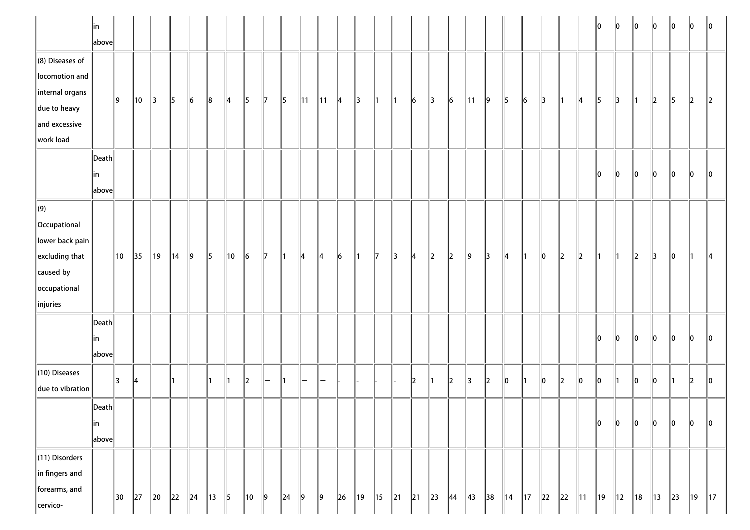| | | | | | | | | | | | | | | | | | | | | | | | | | | | | | | | | | | |
|---|---|---|---|---|---|---|---|---|---|---|---|---|---|---|---|---|---|---|---|---|---|---|---|---|---|---|---|---|---|---|---|---|---|---|
| | in above | | | | | | | | | | | | | | | | | | | | | | | | | | | 0 | 0 | 0 | 0 | 0 | 0 | 0 |
| (8) Diseases of locomotion and internal organs due to heavy and excessive work load | | 9 | 10 | 3 | 5 | 6 | 8 | 4 | 5 | 7 | 5 | 11 | 11 | 4 | 3 | 1 | 1 | 6 | 3 | 6 | 11 | 9 | 5 | 6 | 3 | 1 | 4 | 5 | 3 | 1 | 2 | 5 | 2 | 2 |
| | Death in above | | | | | | | | | | | | | | | | | | | | | | | | | | | 0 | 0 | 0 | 0 | 0 | 0 | 0 |
| (9) Occupational lower back pain excluding that caused by occupational injuries | | 10 | 35 | 19 | 14 | 9 | 5 | 10 | 6 | 7 | 1 | 4 | 4 | 6 | 1 | 7 | 3 | 4 | 2 | 2 | 9 | 3 | 4 | 1 | 0 | 2 | 2 | 1 | 1 | 2 | 3 | 0 | 1 | 4 |
| | Death in above | | | | | | | | | | | | | | | | | | | | | | | | | | | 0 | 0 | 0 | 0 | 0 | 0 | 0 |
| (10) Diseases due to vibration | | 3 | 4 | | 1 | | 1 | 1 | 2 | — | 1 | — | — | - | - | - | - | 2 | 1 | 2 | 3 | 2 | 0 | 1 | 0 | 2 | 0 | 0 | 1 | 0 | 0 | 1 | 2 | 0 |
| | Death in above | | | | | | | | | | | | | | | | | | | | | | | | | | | 0 | 0 | 0 | 0 | 0 | 0 | 0 |
| (11) Disorders in fingers and forearms, and cervico- | | 30 | 27 | 20 | 22 | 24 | 13 | 5 | 10 | 9 | 24 | 9 | 9 | 26 | 19 | 15 | 21 | 21 | 23 | 44 | 43 | 38 | 14 | 17 | 22 | 22 | 11 | 19 | 12 | 18 | 13 | 23 | 19 | 17 |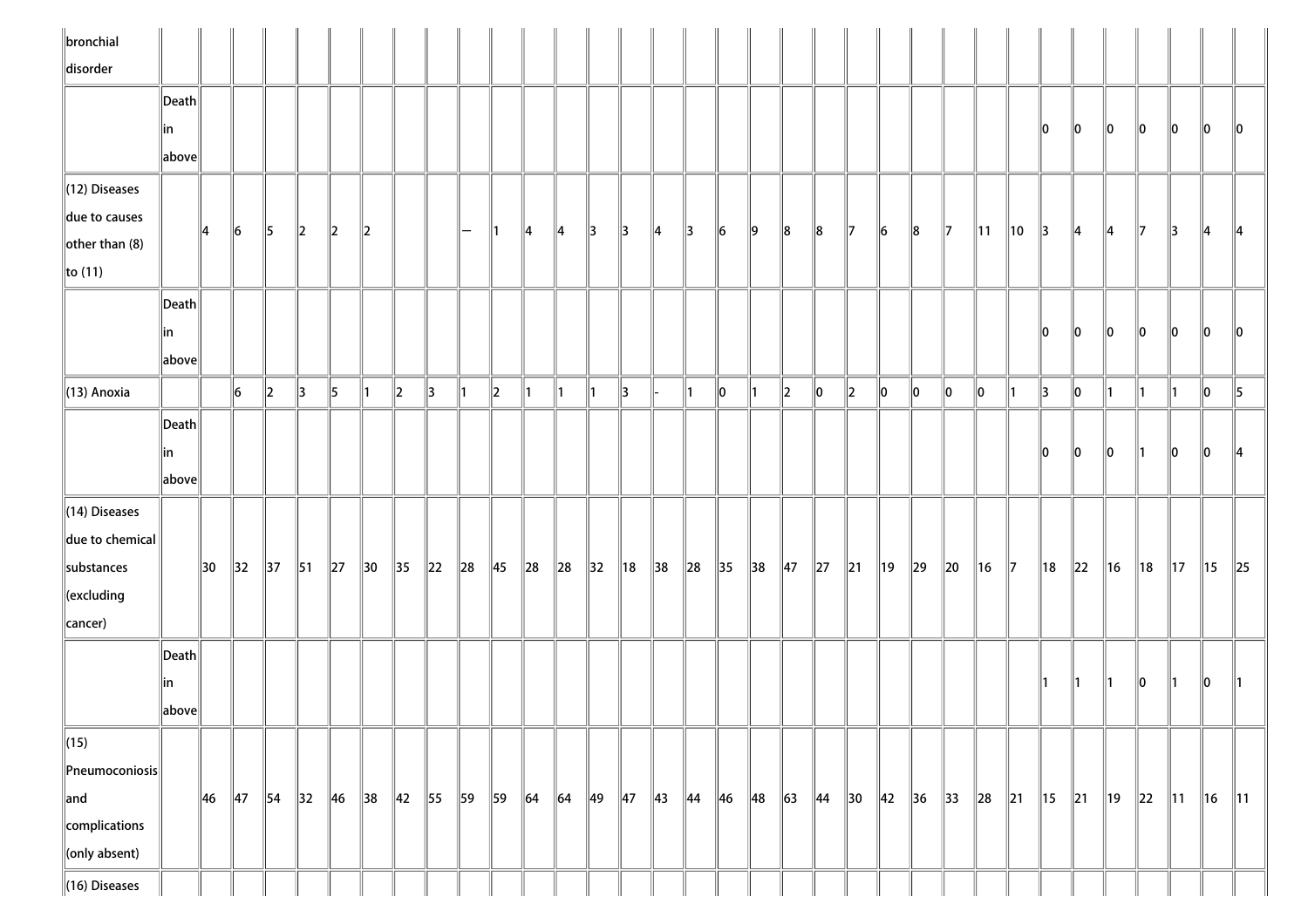| | | | | | | | | | | | | | | | | | | | | | | | | | | | | | | | | | | |
|---|---|---|---|---|---|---|---|---|---|---|---|---|---|---|---|---|---|---|---|---|---|---|---|---|---|---|---|---|---|---|---|---|---|---|
| bronchial disorder | | | | | | | | | | | | | | | | | | | | | | | | | | | | | | | | | | |
| | Death in above | | | | | | | | | | | | | | | | | | | | | | | | | | | 0 | 0 | 0 | 0 | 0 | 0 | 0 |
| (12) Diseases due to causes other than (8) to (11) | | 4 | 6 | 5 | 2 | 2 | 2 | | | — | 1 | 4 | 4 | 3 | 3 | 4 | 3 | 6 | 9 | 8 | 8 | 7 | 6 | 8 | 7 | 11 | 10 | 3 | 4 | 4 | 7 | 3 | 4 | 4 |
| | Death in above | | | | | | | | | | | | | | | | | | | | | | | | | | | 0 | 0 | 0 | 0 | 0 | 0 | 0 |
| (13) Anoxia | | | 6 | 2 | 3 | 5 | 1 | 2 | 3 | 1 | 2 | 1 | 1 | 1 | 3 | - | 1 | 0 | 1 | 2 | 0 | 2 | 0 | 0 | 0 | 0 | 1 | 3 | 0 | 1 | 1 | 1 | 0 | 5 |
| | Death in above | | | | | | | | | | | | | | | | | | | | | | | | | | | 0 | 0 | 0 | 1 | 0 | 0 | 4 |
| (14) Diseases due to chemical substances (excluding cancer) | | 30 | 32 | 37 | 51 | 27 | 30 | 35 | 22 | 28 | 45 | 28 | 28 | 32 | 18 | 38 | 28 | 35 | 38 | 47 | 27 | 21 | 19 | 29 | 20 | 16 | 7 | 18 | 22 | 16 | 18 | 17 | 15 | 25 |
| | Death in above | | | | | | | | | | | | | | | | | | | | | | | | | | | 1 | 1 | 1 | 0 | 1 | 0 | 1 |
| (15) Pneumoconiosis and complications (only absent) | | 46 | 47 | 54 | 32 | 46 | 38 | 42 | 55 | 59 | 59 | 64 | 64 | 49 | 47 | 43 | 44 | 46 | 48 | 63 | 44 | 30 | 42 | 36 | 33 | 28 | 21 | 15 | 21 | 19 | 22 | 11 | 16 | 11 |
| (16) Diseases | | | | | | | | | | | | | | | | | | | | | | | | | | | | | | | | | | |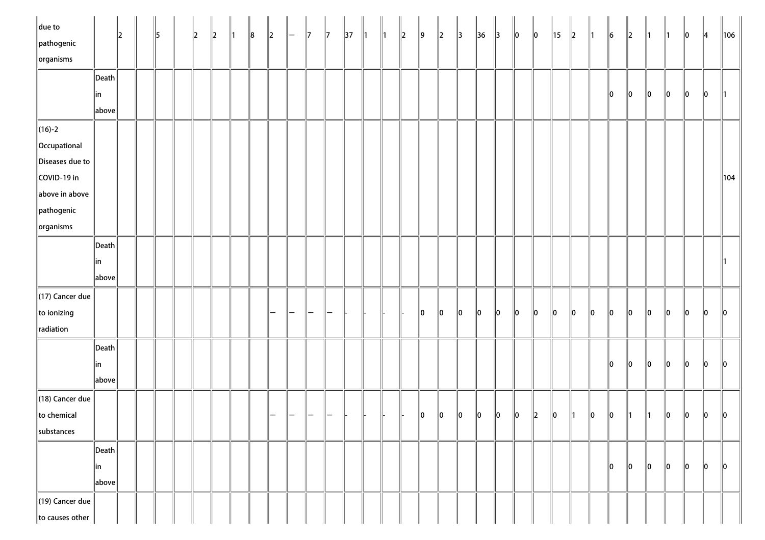| | | | | | | | | | | | | | | | | | | | | | | | | | | | | | | | | | | |
|---|---|---|---|---|---|---|---|---|---|---|---|---|---|---|---|---|---|---|---|---|---|---|---|---|---|---|---|---|---|---|---|---|---|---|
| due to pathogenic organisms | | 2 | | 5 | | 2 | 2 | 1 | 8 | 2 | — | 7 | 7 | 37 | 1 | 1 | 2 | 9 | 2 | 3 | 36 | 3 | 0 | 0 | 15 | 2 | 1 | 6 | 2 | 1 | 1 | 0 | 4 | 106 |
| | Death in above | | | | | | | | | | | | | | | | | | | | | | | | | | | 0 | 0 | 0 | 0 | 0 | 0 | 1 |
| (16)-2 Occupational Diseases due to COVID-19 in above in above pathogenic organisms | | | | | | | | | | | | | | | | | | | | | | | | | | | | | | | | | | 104 |
| | Death in above | | | | | | | | | | | | | | | | | | | | | | | | | | | | | | | | | 1 |
| (17) Cancer due to ionizing radiation | | | | | | | | | | — | — | — | — | - | - | - | - | 0 | 0 | 0 | 0 | 0 | 0 | 0 | 0 | 0 | 0 | 0 | 0 | 0 | 0 | 0 | 0 | 0 |
| | Death in above | | | | | | | | | | | | | | | | | | | | | | | | | | | 0 | 0 | 0 | 0 | 0 | 0 | 0 |
| (18) Cancer due to chemical substances | | | | | | | | | | — | — | — | — | - | - | - | - | 0 | 0 | 0 | 0 | 0 | 0 | 2 | 0 | 1 | 0 | 0 | 1 | 1 | 0 | 0 | 0 | 0 |
| | Death in above | | | | | | | | | | | | | | | | | | | | | | | | | | | 0 | 0 | 0 | 0 | 0 | 0 | 0 |
| (19) Cancer due to causes other | | | | | | | | | | | | | | | | | | | | | | | | | | | | | | | | | | |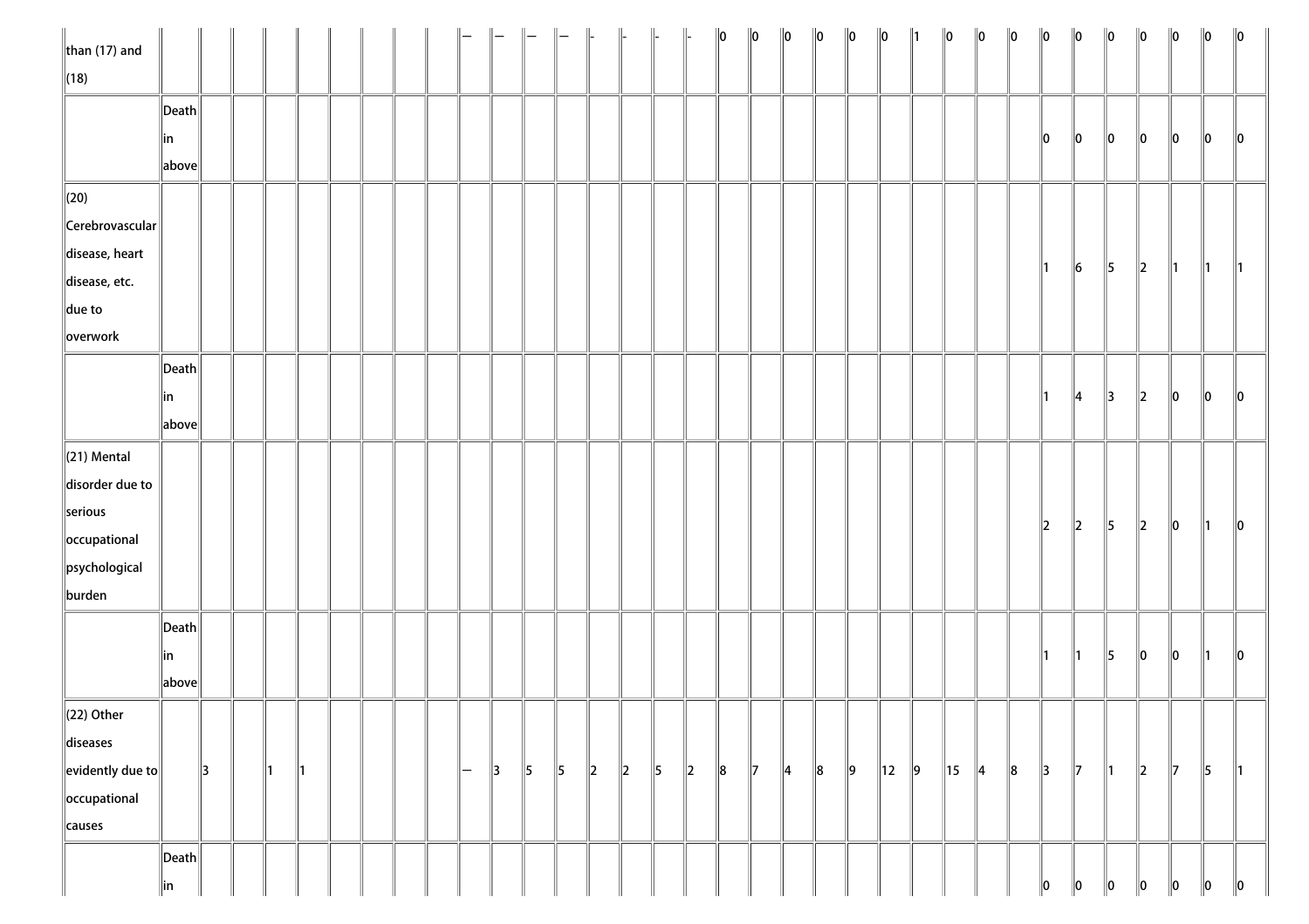| | | | | | | | | | | | | | | | | | | | | | | | | | | | | | | | | | | |
|---|---|---|---|---|---|---|---|---|---|---|---|---|---|---|---|---|---|---|---|---|---|---|---|---|---|---|---|---|---|---|---|---|---|---|
| than (17) and (18) | | | | | | | | | | — | — | — | — | - | - | - | - | 0 | 0 | 0 | 0 | 0 | 0 | 1 | 0 | 0 | 0 | 0 | 0 | 0 | 0 | 0 | 0 | 0 |
| | Death in above | | | | | | | | | | | | | | | | | | | | | | | | | | | 0 | 0 | 0 | 0 | 0 | 0 | 0 |
| (20) Cerebrovascular disease, heart disease, etc. due to overwork | | | | | | | | | | | | | | | | | | | | | | | | | | | | 1 | 6 | 5 | 2 | 1 | 1 | 1 |
| | Death in above | | | | | | | | | | | | | | | | | | | | | | | | | | | 1 | 4 | 3 | 2 | 0 | 0 | 0 |
| (21) Mental disorder due to serious occupational psychological burden | | | | | | | | | | | | | | | | | | | | | | | | | | | | 2 | 2 | 5 | 2 | 0 | 1 | 0 |
| | Death in above | | | | | | | | | | | | | | | | | | | | | | | | | | | 1 | 1 | 5 | 0 | 0 | 1 | 0 |
| (22) Other diseases evidently due to occupational causes | | 3 | | 1 | 1 | | | | | — | 3 | 5 | 5 | 2 | 2 | 5 | 2 | 8 | 7 | 4 | 8 | 9 | 12 | 9 | 15 | 4 | 8 | 3 | 7 | 1 | 2 | 7 | 5 | 1 |
| | Death in | | | | | | | | | | | | | | | | | | | | | | | | | | | 0 | 0 | 0 | 0 | 0 | 0 | 0 |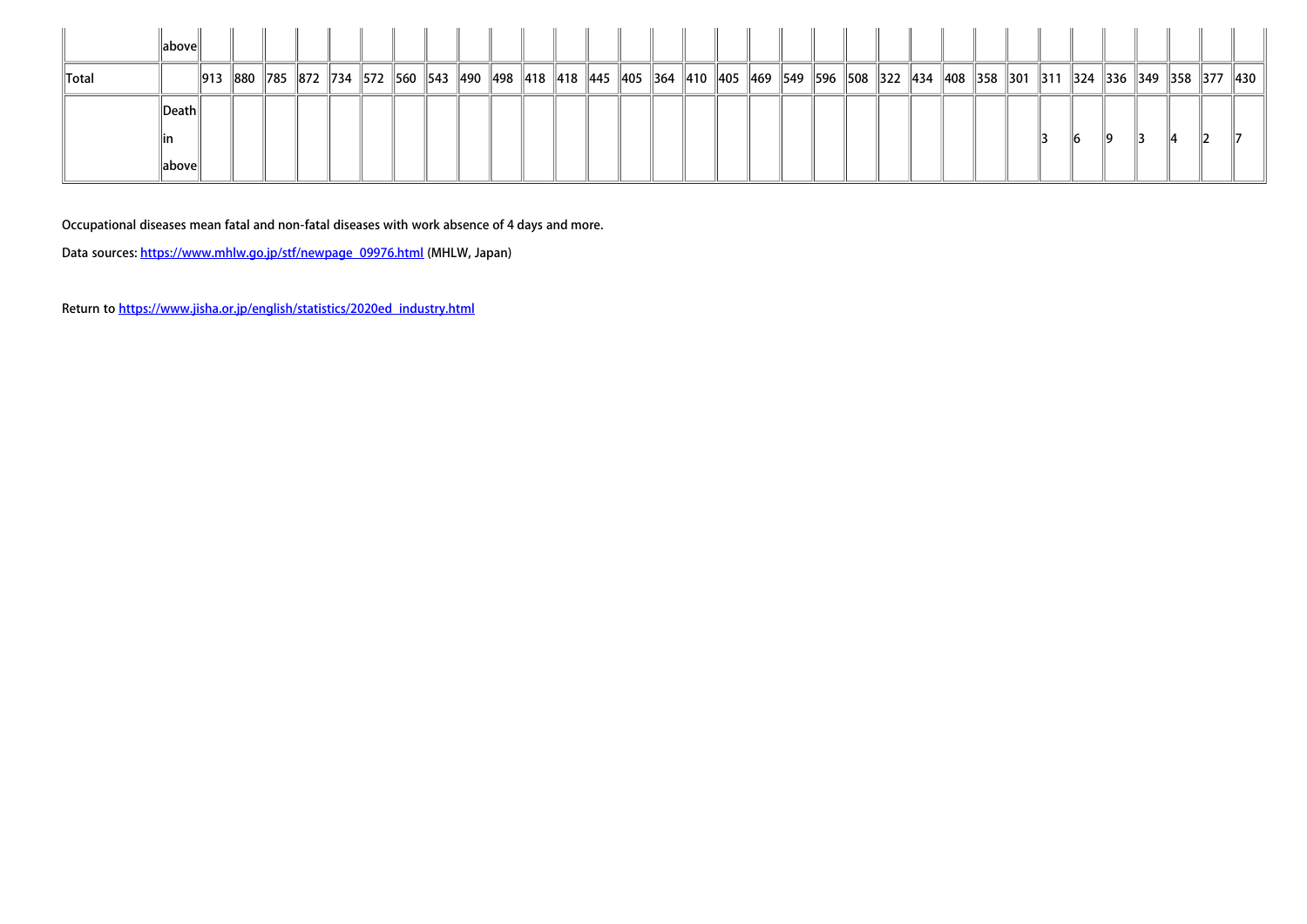| | | | | | | | | | | | | | | | | | | | | | | | | | | | | | | | | | | |
|---|---|---|---|---|---|---|---|---|---|---|---|---|---|---|---|---|---|---|---|---|---|---|---|---|---|---|---|---|---|---|---|---|---|---|
| | above | | | | | | | | | | | | | | | | | | | | | | | | | | | | | | | | | |
| Total | | 913 | 880 | 785 | 872 | 734 | 572 | 560 | 543 | 490 | 498 | 418 | 418 | 445 | 405 | 364 | 410 | 405 | 469 | 549 | 596 | 508 | 322 | 434 | 408 | 358 | 301 | 311 | 324 | 336 | 349 | 358 | 377 | 430 |
| | Death in above | | | | | | | | | | | | | | | | | | | | | | | | | | | 3 | 6 | 9 | 3 | 4 | 2 | 7 |

Occupational diseases mean fatal and non-fatal diseases with work absence of 4 days and more.

Data sources: https://www.mhlw.go.jp/stf/newpage_09976.html (MHLW, Japan)

Return to https://www.jisha.or.jp/english/statistics/2020ed_industry.html